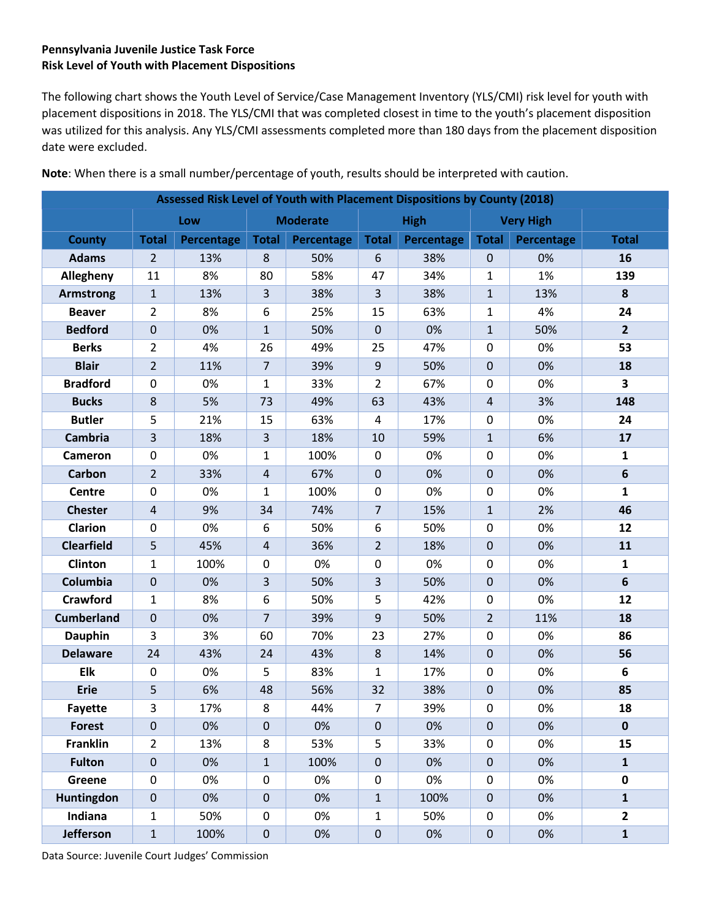**Pennsylvania Juvenile Justice Task Force**
**Risk Level of Youth with Placement Dispositions**

The following chart shows the Youth Level of Service/Case Management Inventory (YLS/CMI) risk level for youth with placement dispositions in 2018. The YLS/CMI that was completed closest in time to the youth's placement disposition was utilized for this analysis. Any YLS/CMI assessments completed more than 180 days from the placement disposition date were excluded.

**Note**: When there is a small number/percentage of youth, results should be interpreted with caution.

| Assessed Risk Level of Youth with Placement Dispositions by County (2018) | | | | | | | | | |
|---|---|---|---|---|---|---|---|---|---|
| | Low | | Moderate | | High | | Very High | | |
| **County** | **Total** | **Percentage** | **Total** | **Percentage** | **Total** | **Percentage** | **Total** | **Percentage** | **Total** |
| **Adams** | 2 | 13% | 8 | 50% | 6 | 38% | 0 | 0% | **16** |
| **Allegheny** | 11 | 8% | 80 | 58% | 47 | 34% | 1 | 1% | **139** |
| **Armstrong** | 1 | 13% | 3 | 38% | 3 | 38% | 1 | 13% | **8** |
| **Beaver** | 2 | 8% | 6 | 25% | 15 | 63% | 1 | 4% | **24** |
| **Bedford** | 0 | 0% | 1 | 50% | 0 | 0% | 1 | 50% | **2** |
| **Berks** | 2 | 4% | 26 | 49% | 25 | 47% | 0 | 0% | **53** |
| **Blair** | 2 | 11% | 7 | 39% | 9 | 50% | 0 | 0% | **18** |
| **Bradford** | 0 | 0% | 1 | 33% | 2 | 67% | 0 | 0% | **3** |
| **Bucks** | 8 | 5% | 73 | 49% | 63 | 43% | 4 | 3% | **148** |
| **Butler** | 5 | 21% | 15 | 63% | 4 | 17% | 0 | 0% | **24** |
| **Cambria** | 3 | 18% | 3 | 18% | 10 | 59% | 1 | 6% | **17** |
| **Cameron** | 0 | 0% | 1 | 100% | 0 | 0% | 0 | 0% | **1** |
| **Carbon** | 2 | 33% | 4 | 67% | 0 | 0% | 0 | 0% | **6** |
| **Centre** | 0 | 0% | 1 | 100% | 0 | 0% | 0 | 0% | **1** |
| **Chester** | 4 | 9% | 34 | 74% | 7 | 15% | 1 | 2% | **46** |
| **Clarion** | 0 | 0% | 6 | 50% | 6 | 50% | 0 | 0% | **12** |
| **Clearfield** | 5 | 45% | 4 | 36% | 2 | 18% | 0 | 0% | **11** |
| **Clinton** | 1 | 100% | 0 | 0% | 0 | 0% | 0 | 0% | **1** |
| **Columbia** | 0 | 0% | 3 | 50% | 3 | 50% | 0 | 0% | **6** |
| **Crawford** | 1 | 8% | 6 | 50% | 5 | 42% | 0 | 0% | **12** |
| **Cumberland** | 0 | 0% | 7 | 39% | 9 | 50% | 2 | 11% | **18** |
| **Dauphin** | 3 | 3% | 60 | 70% | 23 | 27% | 0 | 0% | **86** |
| **Delaware** | 24 | 43% | 24 | 43% | 8 | 14% | 0 | 0% | **56** |
| **Elk** | 0 | 0% | 5 | 83% | 1 | 17% | 0 | 0% | **6** |
| **Erie** | 5 | 6% | 48 | 56% | 32 | 38% | 0 | 0% | **85** |
| **Fayette** | 3 | 17% | 8 | 44% | 7 | 39% | 0 | 0% | **18** |
| **Forest** | 0 | 0% | 0 | 0% | 0 | 0% | 0 | 0% | **0** |
| **Franklin** | 2 | 13% | 8 | 53% | 5 | 33% | 0 | 0% | **15** |
| **Fulton** | 0 | 0% | 1 | 100% | 0 | 0% | 0 | 0% | **1** |
| **Greene** | 0 | 0% | 0 | 0% | 0 | 0% | 0 | 0% | **0** |
| **Huntingdon** | 0 | 0% | 0 | 0% | 1 | 100% | 0 | 0% | **1** |
| **Indiana** | 1 | 50% | 0 | 0% | 1 | 50% | 0 | 0% | **2** |
| **Jefferson** | 1 | 100% | 0 | 0% | 0 | 0% | 0 | 0% | **1** |

Data Source: Juvenile Court Judges' Commission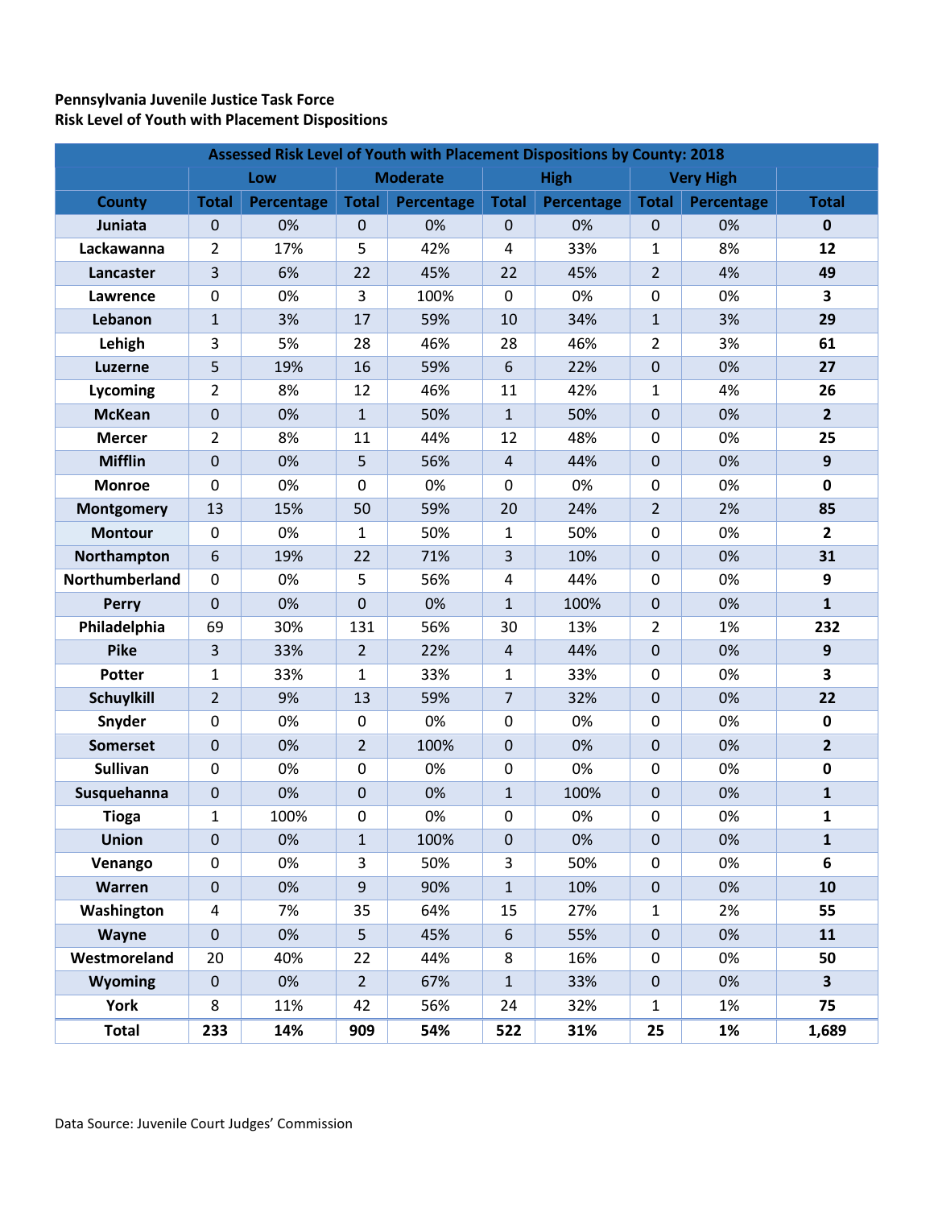**Pennsylvania Juvenile Justice Task Force**
**Risk Level of Youth with Placement Dispositions**

| Assessed Risk Level of Youth with Placement Dispositions by County: 2018 | | | | | | | | | |
|---|---|---|---|---|---|---|---|---|---|
| | Low | | Moderate | | High | | Very High | | |
| **County** | **Total** | **Percentage** | **Total** | **Percentage** | **Total** | **Percentage** | **Total** | **Percentage** | **Total** |
| **Juniata** | 0 | 0% | 0 | 0% | 0 | 0% | 0 | 0% | **0** |
| **Lackawanna** | 2 | 17% | 5 | 42% | 4 | 33% | 1 | 8% | **12** |
| **Lancaster** | 3 | 6% | 22 | 45% | 22 | 45% | 2 | 4% | **49** |
| **Lawrence** | 0 | 0% | 3 | 100% | 0 | 0% | 0 | 0% | **3** |
| **Lebanon** | 1 | 3% | 17 | 59% | 10 | 34% | 1 | 3% | **29** |
| **Lehigh** | 3 | 5% | 28 | 46% | 28 | 46% | 2 | 3% | **61** |
| **Luzerne** | 5 | 19% | 16 | 59% | 6 | 22% | 0 | 0% | **27** |
| **Lycoming** | 2 | 8% | 12 | 46% | 11 | 42% | 1 | 4% | **26** |
| **McKean** | 0 | 0% | 1 | 50% | 1 | 50% | 0 | 0% | **2** |
| **Mercer** | 2 | 8% | 11 | 44% | 12 | 48% | 0 | 0% | **25** |
| **Mifflin** | 0 | 0% | 5 | 56% | 4 | 44% | 0 | 0% | **9** |
| **Monroe** | 0 | 0% | 0 | 0% | 0 | 0% | 0 | 0% | **0** |
| **Montgomery** | 13 | 15% | 50 | 59% | 20 | 24% | 2 | 2% | **85** |
| **Montour** | 0 | 0% | 1 | 50% | 1 | 50% | 0 | 0% | **2** |
| **Northampton** | 6 | 19% | 22 | 71% | 3 | 10% | 0 | 0% | **31** |
| **Northumberland** | 0 | 0% | 5 | 56% | 4 | 44% | 0 | 0% | **9** |
| **Perry** | 0 | 0% | 0 | 0% | 1 | 100% | 0 | 0% | **1** |
| **Philadelphia** | 69 | 30% | 131 | 56% | 30 | 13% | 2 | 1% | **232** |
| **Pike** | 3 | 33% | 2 | 22% | 4 | 44% | 0 | 0% | **9** |
| **Potter** | 1 | 33% | 1 | 33% | 1 | 33% | 0 | 0% | **3** |
| **Schuylkill** | 2 | 9% | 13 | 59% | 7 | 32% | 0 | 0% | **22** |
| **Snyder** | 0 | 0% | 0 | 0% | 0 | 0% | 0 | 0% | **0** |
| **Somerset** | 0 | 0% | 2 | 100% | 0 | 0% | 0 | 0% | **2** |
| **Sullivan** | 0 | 0% | 0 | 0% | 0 | 0% | 0 | 0% | **0** |
| **Susquehanna** | 0 | 0% | 0 | 0% | 1 | 100% | 0 | 0% | **1** |
| **Tioga** | 1 | 100% | 0 | 0% | 0 | 0% | 0 | 0% | **1** |
| **Union** | 0 | 0% | 1 | 100% | 0 | 0% | 0 | 0% | **1** |
| **Venango** | 0 | 0% | 3 | 50% | 3 | 50% | 0 | 0% | **6** |
| **Warren** | 0 | 0% | 9 | 90% | 1 | 10% | 0 | 0% | **10** |
| **Washington** | 4 | 7% | 35 | 64% | 15 | 27% | 1 | 2% | **55** |
| **Wayne** | 0 | 0% | 5 | 45% | 6 | 55% | 0 | 0% | **11** |
| **Westmoreland** | 20 | 40% | 22 | 44% | 8 | 16% | 0 | 0% | **50** |
| **Wyoming** | 0 | 0% | 2 | 67% | 1 | 33% | 0 | 0% | **3** |
| **York** | 8 | 11% | 42 | 56% | 24 | 32% | 1 | 1% | **75** |
| **Total** | **233** | **14%** | **909** | **54%** | **522** | **31%** | **25** | **1%** | **1,689** |

Data Source: Juvenile Court Judges' Commission